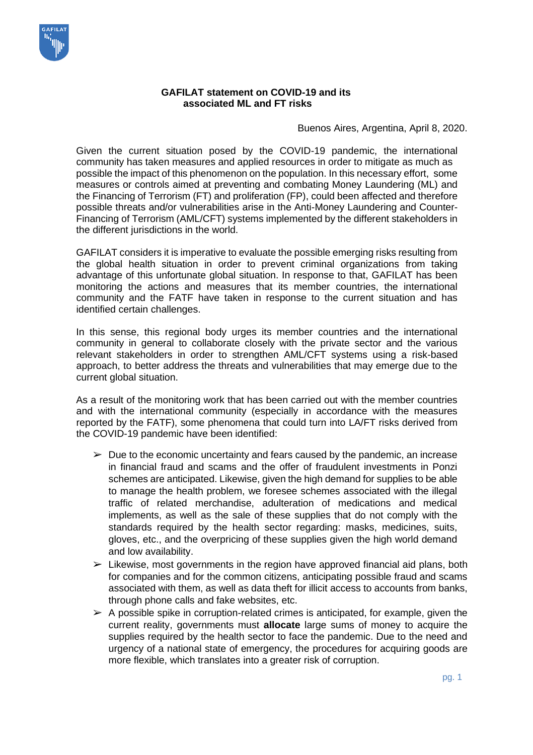**GAFILAT statement on COVID-19 and its associated ML and FT risks**

Buenos Aires, Argentina, April 8, 2020.

Given the current situation posed by the COVID-19 pandemic, the international community has taken measures and applied resources in order to mitigate as much as possible the impact of this phenomenon on the population. In this necessary effort, some measures or controls aimed at preventing and combating Money Laundering (ML) and the Financing of Terrorism (FT) and proliferation (FP), could been affected and therefore possible threats and/or vulnerabilities arise in the Anti-Money Laundering and Counter-Financing of Terrorism (AML/CFT) systems implemented by the different stakeholders in the different jurisdictions in the world.

GAFILAT considers it is imperative to evaluate the possible emerging risks resulting from the global health situation in order to prevent criminal organizations from taking advantage of this unfortunate global situation. In response to that, GAFILAT has been monitoring the actions and measures that its member countries, the international community and the FATF have taken in response to the current situation and has identified certain challenges.

In this sense, this regional body urges its member countries and the international community in general to collaborate closely with the private sector and the various relevant stakeholders in order to strengthen AML/CFT systems using a risk-based approach, to better address the threats and vulnerabilities that may emerge due to the current global situation.

As a result of the monitoring work that has been carried out with the member countries and with the international community (especially in accordance with the measures reported by the FATF), some phenomena that could turn into LA/FT risks derived from the COVID-19 pandemic have been identified:

- Due to the economic uncertainty and fears caused by the pandemic, an increase in financial fraud and scams and the offer of fraudulent investments in Ponzi schemes are anticipated. Likewise, given the high demand for supplies to be able to manage the health problem, we foresee schemes associated with the illegal traffic of related merchandise, adulteration of medications and medical implements, as well as the sale of these supplies that do not comply with the standards required by the health sector regarding: masks, medicines, suits, gloves, etc., and the overpricing of these supplies given the high world demand and low availability.
- Likewise, most governments in the region have approved financial aid plans, both for companies and for the common citizens, anticipating possible fraud and scams associated with them, as well as data theft for illicit access to accounts from banks, through phone calls and fake websites, etc.
- A possible spike in corruption-related crimes is anticipated, for example, given the current reality, governments must **allocate** large sums of money to acquire the supplies required by the health sector to face the pandemic. Due to the need and urgency of a national state of emergency, the procedures for acquiring goods are more flexible, which translates into a greater risk of corruption.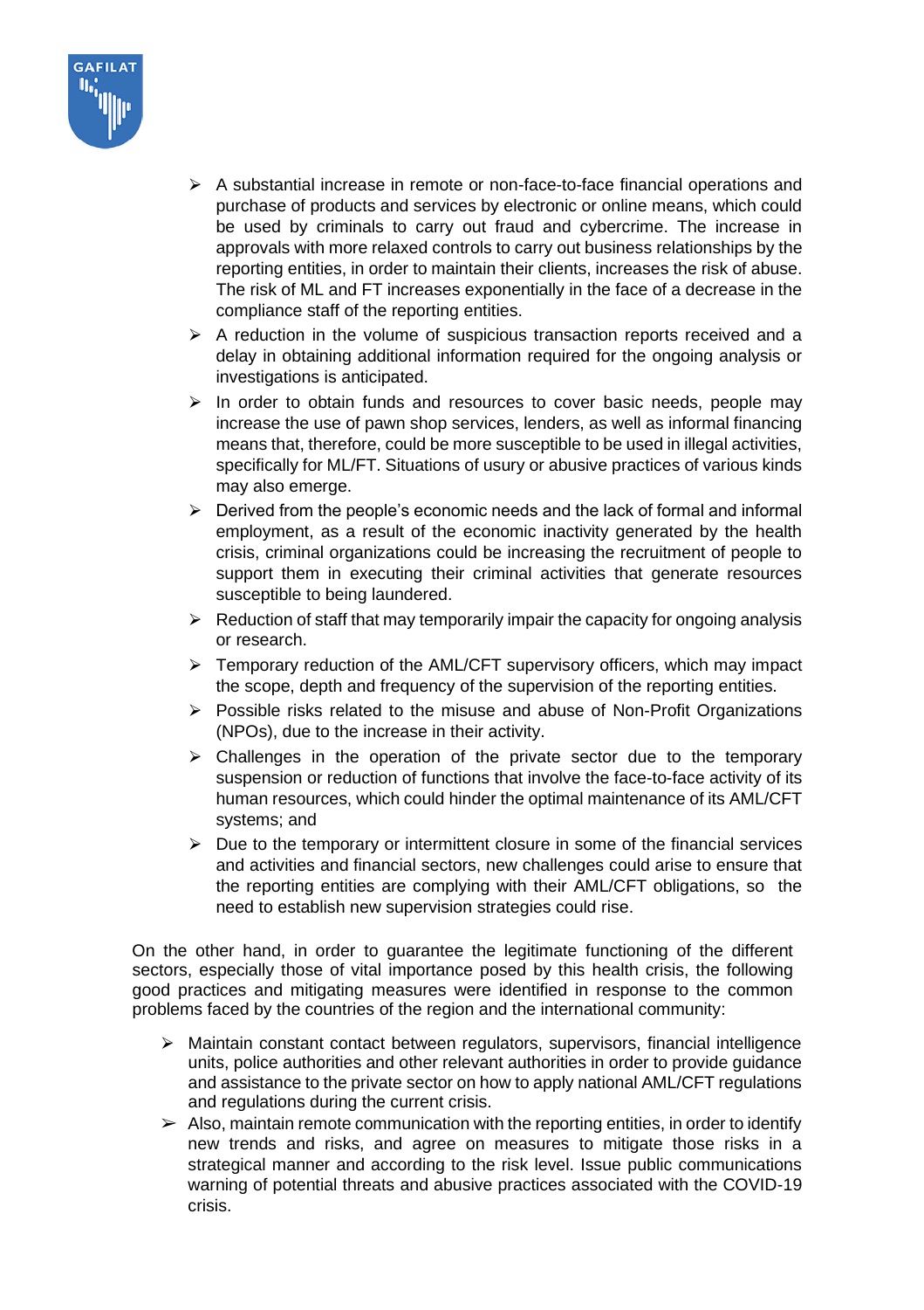- A substantial increase in remote or non-face-to-face financial operations and purchase of products and services by electronic or online means, which could be used by criminals to carry out fraud and cybercrime. The increase in approvals with more relaxed controls to carry out business relationships by the reporting entities, in order to maintain their clients, increases the risk of abuse. The risk of ML and FT increases exponentially in the face of a decrease in the compliance staff of the reporting entities.
- A reduction in the volume of suspicious transaction reports received and a delay in obtaining additional information required for the ongoing analysis or investigations is anticipated.
- In order to obtain funds and resources to cover basic needs, people may increase the use of pawn shop services, lenders, as well as informal financing means that, therefore, could be more susceptible to be used in illegal activities, specifically for ML/FT. Situations of usury or abusive practices of various kinds may also emerge.
- Derived from the people's economic needs and the lack of formal and informal employment, as a result of the economic inactivity generated by the health crisis, criminal organizations could be increasing the recruitment of people to support them in executing their criminal activities that generate resources susceptible to being laundered.
- Reduction of staff that may temporarily impair the capacity for ongoing analysis or research.
- Temporary reduction of the AML/CFT supervisory officers, which may impact the scope, depth and frequency of the supervision of the reporting entities.
- Possible risks related to the misuse and abuse of Non-Profit Organizations (NPOs), due to the increase in their activity.
- Challenges in the operation of the private sector due to the temporary suspension or reduction of functions that involve the face-to-face activity of its human resources, which could hinder the optimal maintenance of its AML/CFT systems; and
- Due to the temporary or intermittent closure in some of the financial services and activities and financial sectors, new challenges could arise to ensure that the reporting entities are complying with their AML/CFT obligations, so the need to establish new supervision strategies could rise.

On the other hand, in order to guarantee the legitimate functioning of the different sectors, especially those of vital importance posed by this health crisis, the following good practices and mitigating measures were identified in response to the common problems faced by the countries of the region and the international community:

- Maintain constant contact between regulators, supervisors, financial intelligence units, police authorities and other relevant authorities in order to provide guidance and assistance to the private sector on how to apply national AML/CFT regulations and regulations during the current crisis.
- Also, maintain remote communication with the reporting entities, in order to identify new trends and risks, and agree on measures to mitigate those risks in a strategical manner and according to the risk level. Issue public communications warning of potential threats and abusive practices associated with the COVID-19 crisis.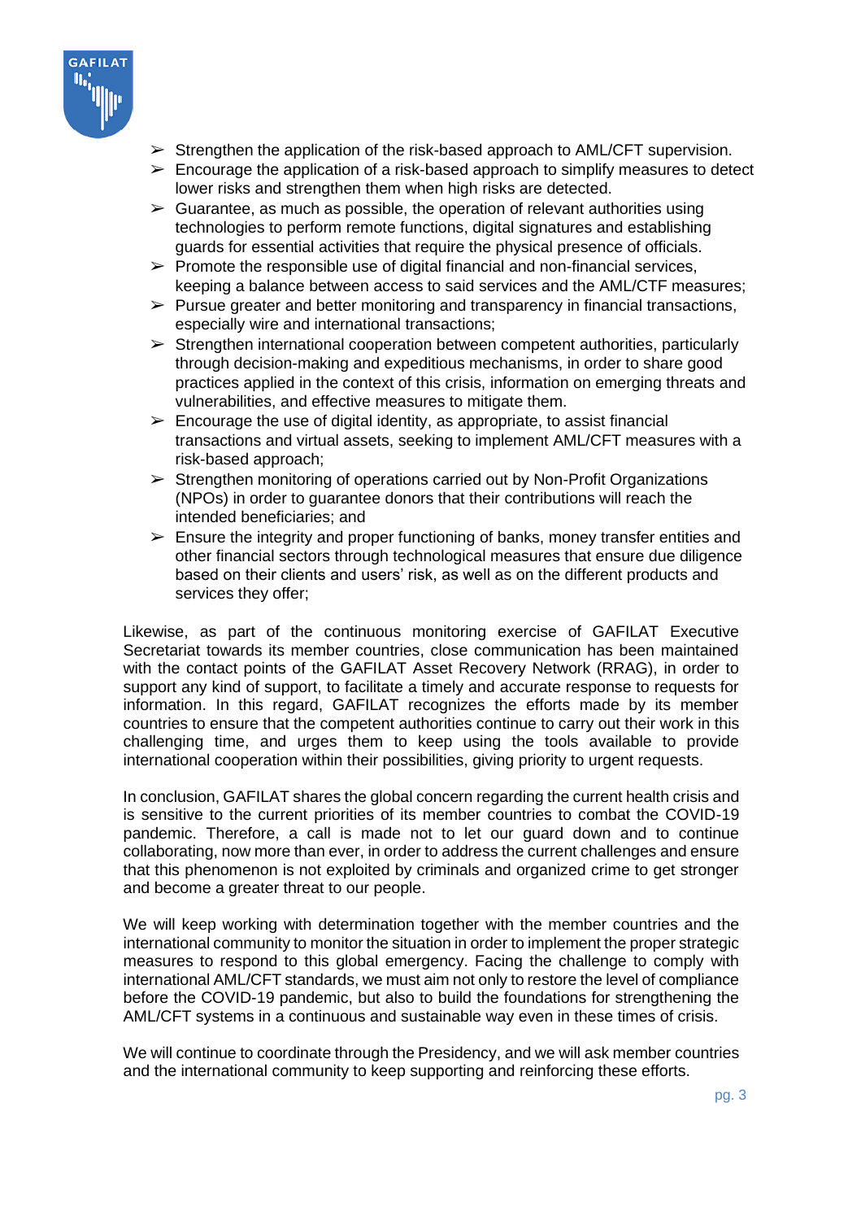- Strengthen the application of the risk-based approach to AML/CFT supervision.
- Encourage the application of a risk-based approach to simplify measures to detect lower risks and strengthen them when high risks are detected.
- Guarantee, as much as possible, the operation of relevant authorities using technologies to perform remote functions, digital signatures and establishing guards for essential activities that require the physical presence of officials.
- Promote the responsible use of digital financial and non-financial services, keeping a balance between access to said services and the AML/CTF measures;
- Pursue greater and better monitoring and transparency in financial transactions, especially wire and international transactions;
- Strengthen international cooperation between competent authorities, particularly through decision-making and expeditious mechanisms, in order to share good practices applied in the context of this crisis, information on emerging threats and vulnerabilities, and effective measures to mitigate them.
- Encourage the use of digital identity, as appropriate, to assist financial transactions and virtual assets, seeking to implement AML/CFT measures with a risk-based approach;
- Strengthen monitoring of operations carried out by Non-Profit Organizations (NPOs) in order to guarantee donors that their contributions will reach the intended beneficiaries; and
- Ensure the integrity and proper functioning of banks, money transfer entities and other financial sectors through technological measures that ensure due diligence based on their clients and users' risk, as well as on the different products and services they offer;

Likewise, as part of the continuous monitoring exercise of GAFILAT Executive Secretariat towards its member countries, close communication has been maintained with the contact points of the GAFILAT Asset Recovery Network (RRAG), in order to support any kind of support, to facilitate a timely and accurate response to requests for information. In this regard, GAFILAT recognizes the efforts made by its member countries to ensure that the competent authorities continue to carry out their work in this challenging time, and urges them to keep using the tools available to provide international cooperation within their possibilities, giving priority to urgent requests.

In conclusion, GAFILAT shares the global concern regarding the current health crisis and is sensitive to the current priorities of its member countries to combat the COVID-19 pandemic. Therefore, a call is made not to let our guard down and to continue collaborating, now more than ever, in order to address the current challenges and ensure that this phenomenon is not exploited by criminals and organized crime to get stronger and become a greater threat to our people.

We will keep working with determination together with the member countries and the international community to monitor the situation in order to implement the proper strategic measures to respond to this global emergency. Facing the challenge to comply with international AML/CFT standards, we must aim not only to restore the level of compliance before the COVID-19 pandemic, but also to build the foundations for strengthening the AML/CFT systems in a continuous and sustainable way even in these times of crisis.

We will continue to coordinate through the Presidency, and we will ask member countries and the international community to keep supporting and reinforcing these efforts.